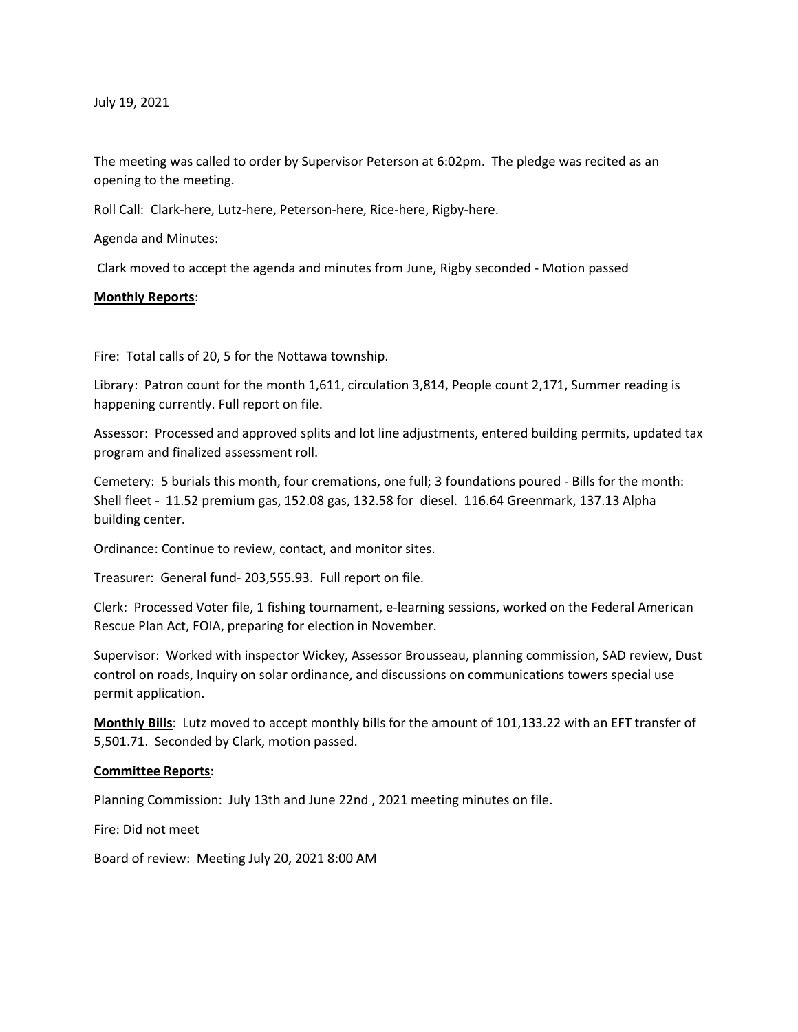July 19, 2021

The meeting was called to order by Supervisor Peterson at 6:02pm. The pledge was recited as an opening to the meeting.

Roll Call: Clark-here, Lutz-here, Peterson-here, Rice-here, Rigby-here.

Agenda and Minutes:

Clark moved to accept the agenda and minutes from June, Rigby seconded - Motion passed

**Monthly Reports**:

Fire: Total calls of 20, 5 for the Nottawa township.

Library: Patron count for the month 1,611, circulation 3,814, People count 2,171, Summer reading is happening currently. Full report on file.

Assessor: Processed and approved splits and lot line adjustments, entered building permits, updated tax program and finalized assessment roll.

Cemetery: 5 burials this month, four cremations, one full; 3 foundations poured - Bills for the month: Shell fleet - 11.52 premium gas, 152.08 gas, 132.58 for diesel. 116.64 Greenmark, 137.13 Alpha building center.

Ordinance: Continue to review, contact, and monitor sites.

Treasurer: General fund- 203,555.93. Full report on file.

Clerk: Processed Voter file, 1 fishing tournament, e-learning sessions, worked on the Federal American Rescue Plan Act, FOIA, preparing for election in November.

Supervisor: Worked with inspector Wickey, Assessor Brousseau, planning commission, SAD review, Dust control on roads, Inquiry on solar ordinance, and discussions on communications towers special use permit application.

**Monthly Bills**: Lutz moved to accept monthly bills for the amount of 101,133.22 with an EFT transfer of 5,501.71. Seconded by Clark, motion passed.

**Committee Reports**:

Planning Commission: July 13th and June 22nd , 2021 meeting minutes on file.

Fire: Did not meet

Board of review: Meeting July 20, 2021 8:00 AM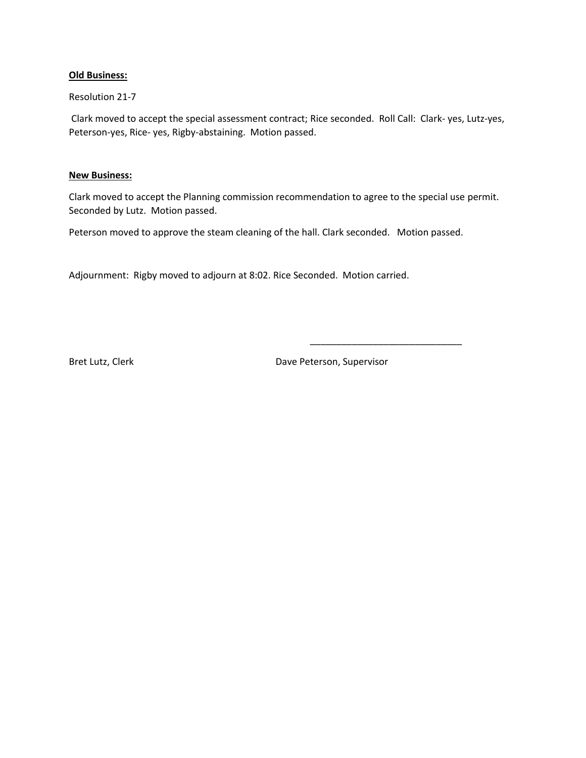**Old Business:**

Resolution 21-7

Clark moved to accept the special assessment contract; Rice seconded. Roll Call: Clark- yes, Lutz-yes, Peterson-yes, Rice- yes, Rigby-abstaining. Motion passed.

**New Business:**

Clark moved to accept the Planning commission recommendation to agree to the special use permit. Seconded by Lutz. Motion passed.

Peterson moved to approve the steam cleaning of the hall. Clark seconded. Motion passed.

Adjournment: Rigby moved to adjourn at 8:02. Rice Seconded. Motion carried.

_____________________________

Bret Lutz, Clerk

Dave Peterson, Supervisor